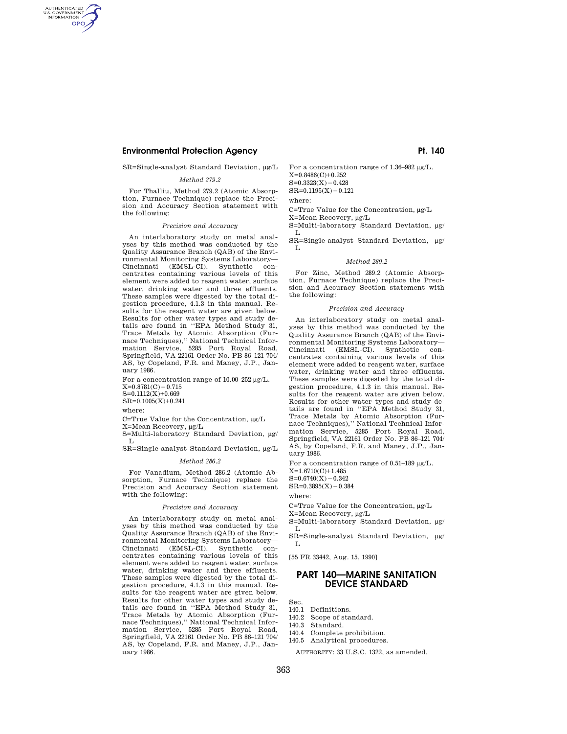SR=Single-analyst Standard Deviation, μg/L

*Method 279.2*

For Thalliu, Method 279.2 (Atomic Absorption, Furnace Technique) replace the Precision and Accuracy Section statement with the following:

*Precision and Accuracy*

An interlaboratory study on metal analyses by this method was conducted by the Quality Assurance Branch (QAB) of the Environmental Monitoring Systems Laboratory—Cincinnati (EMSL-CI). Synthetic concentrates containing various levels of this element were added to reagent water, surface water, drinking water and three effluents. These samples were digested by the total digestion procedure, 4.1.3 in this manual. Results for the reagent water are given below. Results for other water types and study details are found in "EPA Method Study 31, Trace Metals by Atomic Absorption (Furnace Techniques)," National Technical Information Service, 5285 Port Royal Road, Springfield, VA 22161 Order No. PB 86–121 704/AS, by Copeland, F.R. and Maney, J.P., January 1986.

For a concentration range of 10.00–252 μg/L.

$X=0.8781(C)-0.715$

$S=0.1112(X)+0.669$

$SR=0.1005(X)+0.241$

where:

C=True Value for the Concentration, μg/L

X=Mean Recovery, μg/L

S=Multi-laboratory Standard Deviation, μg/L

SR=Single-analyst Standard Deviation, μg/L

*Method 286.2*

For Vanadium, Method 286.2 (Atomic Absorption, Furnace Technique) replace the Precision and Accuracy Section statement with the following:

*Precision and Accuracy*

An interlaboratory study on metal analyses by this method was conducted by the Quality Assurance Branch (QAB) of the Environmental Monitoring Systems Laboratory—Cincinnati (EMSL-CI). Synthetic concentrates containing various levels of this element were added to reagent water, surface water, drinking water and three effluents. These samples were digested by the total digestion procedure, 4.1.3 in this manual. Results for the reagent water are given below. Results for other water types and study details are found in "EPA Method Study 31, Trace Metals by Atomic Absorption (Furnace Techniques)," National Technical Information Service, 5285 Port Royal Road, Springfield, VA 22161 Order No. PB 86–121 704/AS, by Copeland, F.R. and Maney, J.P., January 1986.

For a concentration range of 1.36–982 μg/L.

$X=0.8486(C)+0.252$

$S=0.3323(X)-0.428$

$SR=0.1195(X)-0.121$

where:

C=True Value for the Concentration, μg/L

X=Mean Recovery, μg/L

S=Multi-laboratory Standard Deviation, μg/L

SR=Single-analyst Standard Deviation, μg/L

*Method 289.2*

For Zinc, Method 289.2 (Atomic Absorption, Furnace Technique) replace the Precision and Accuracy Section statement with the following:

*Precision and Accuracy*

An interlaboratory study on metal analyses by this method was conducted by the Quality Assurance Branch (QAB) of the Environmental Monitoring Systems Laboratory—Cincinnati (EMSL-CI). Synthetic concentrates containing various levels of this element were added to reagent water, surface water, drinking water and three effluents. These samples were digested by the total digestion procedure, 4.1.3 in this manual. Results for the reagent water are given below. Results for other water types and study details are found in "EPA Method Study 31, Trace Metals by Atomic Absorption (Furnace Techniques)," National Technical Information Service, 5285 Port Royal Road, Springfield, VA 22161 Order No. PB 86–121 704/AS, by Copeland, F.R. and Maney, J.P., January 1986.

For a concentration range of 0.51–189 μg/L.

$X=1.6710(C)+1.485$

$S=0.6740(X)-0.342$

$SR=0.3895(X)-0.384$

where:

C=True Value for the Concentration, μg/L

X=Mean Recovery, μg/L

S=Multi-laboratory Standard Deviation, μg/L

SR=Single-analyst Standard Deviation, μg/L

[55 FR 33442, Aug. 15, 1990]

# PART 140—MARINE SANITATION DEVICE STANDARD

Sec.

140.1 Definitions.

140.2 Scope of standard.

140.3 Standard.

140.4 Complete prohibition.

140.5 Analytical procedures.

AUTHORITY: 33 U.S.C. 1322, as amended.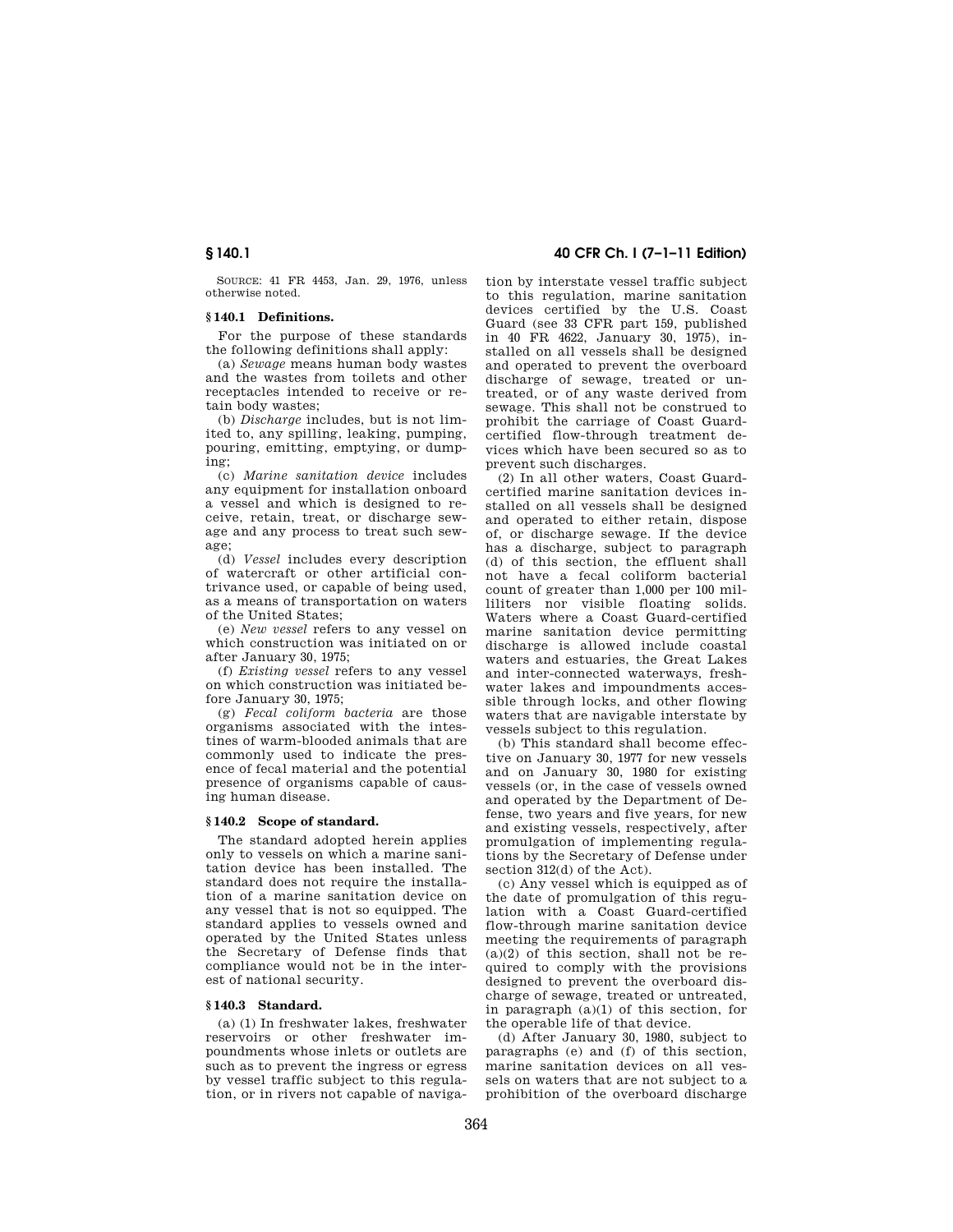SOURCE: 41 FR 4453, Jan. 29, 1976, unless otherwise noted.

### § 140.1 Definitions.

For the purpose of these standards the following definitions shall apply:

(a) *Sewage* means human body wastes and the wastes from toilets and other receptacles intended to receive or retain body wastes;

(b) *Discharge* includes, but is not limited to, any spilling, leaking, pumping, pouring, emitting, emptying, or dumping;

(c) *Marine sanitation device* includes any equipment for installation onboard a vessel and which is designed to receive, retain, treat, or discharge sewage and any process to treat such sewage;

(d) *Vessel* includes every description of watercraft or other artificial contrivance used, or capable of being used, as a means of transportation on waters of the United States;

(e) *New vessel* refers to any vessel on which construction was initiated on or after January 30, 1975;

(f) *Existing vessel* refers to any vessel on which construction was initiated before January 30, 1975;

(g) *Fecal coliform bacteria* are those organisms associated with the intestines of warm-blooded animals that are commonly used to indicate the presence of fecal material and the potential presence of organisms capable of causing human disease.

### § 140.2 Scope of standard.

The standard adopted herein applies only to vessels on which a marine sanitation device has been installed. The standard does not require the installation of a marine sanitation device on any vessel that is not so equipped. The standard applies to vessels owned and operated by the United States unless the Secretary of Defense finds that compliance would not be in the interest of national security.

### § 140.3 Standard.

(a) (1) In freshwater lakes, freshwater reservoirs or other freshwater impoundments whose inlets or outlets are such as to prevent the ingress or egress by vessel traffic subject to this regulation, or in rivers not capable of navigation by interstate vessel traffic subject to this regulation, marine sanitation devices certified by the U.S. Coast Guard (see 33 CFR part 159, published in 40 FR 4622, January 30, 1975), installed on all vessels shall be designed and operated to prevent the overboard discharge of sewage, treated or untreated, or of any waste derived from sewage. This shall not be construed to prohibit the carriage of Coast Guard-certified flow-through treatment devices which have been secured so as to prevent such discharges.

(2) In all other waters, Coast Guard-certified marine sanitation devices installed on all vessels shall be designed and operated to either retain, dispose of, or discharge sewage. If the device has a discharge, subject to paragraph (d) of this section, the effluent shall not have a fecal coliform bacterial count of greater than 1,000 per 100 milliliters nor visible floating solids. Waters where a Coast Guard-certified marine sanitation device permitting discharge is allowed include coastal waters and estuaries, the Great Lakes and inter-connected waterways, freshwater lakes and impoundments accessible through locks, and other flowing waters that are navigable interstate by vessels subject to this regulation.

(b) This standard shall become effective on January 30, 1977 for new vessels and on January 30, 1980 for existing vessels (or, in the case of vessels owned and operated by the Department of Defense, two years and five years, for new and existing vessels, respectively, after promulgation of implementing regulations by the Secretary of Defense under section 312(d) of the Act).

(c) Any vessel which is equipped as of the date of promulgation of this regulation with a Coast Guard-certified flow-through marine sanitation device meeting the requirements of paragraph (a)(2) of this section, shall not be required to comply with the provisions designed to prevent the overboard discharge of sewage, treated or untreated, in paragraph (a)(1) of this section, for the operable life of that device.

(d) After January 30, 1980, subject to paragraphs (e) and (f) of this section, marine sanitation devices on all vessels on waters that are not subject to a prohibition of the overboard discharge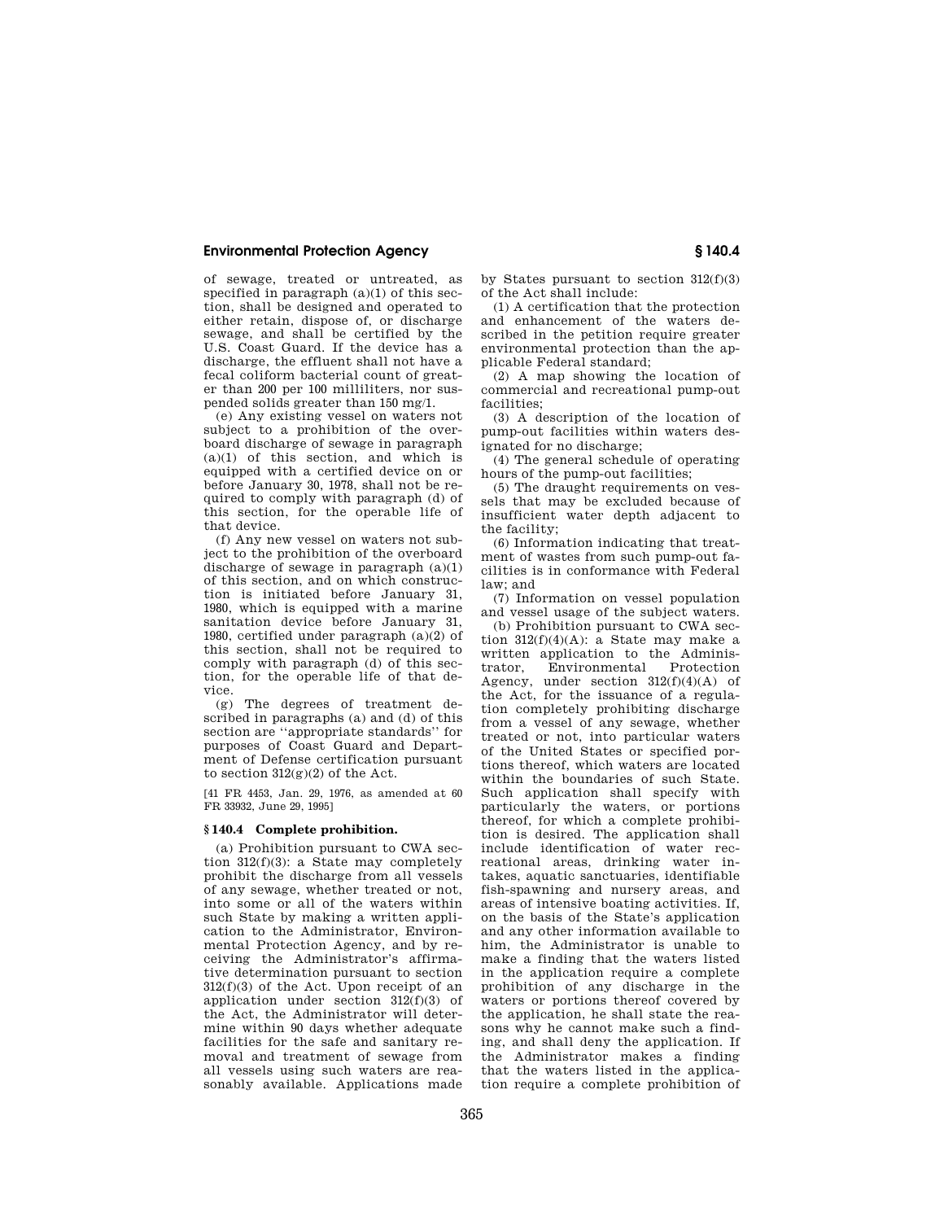of sewage, treated or untreated, as specified in paragraph (a)(1) of this section, shall be designed and operated to either retain, dispose of, or discharge sewage, and shall be certified by the U.S. Coast Guard. If the device has a discharge, the effluent shall not have a fecal coliform bacterial count of greater than 200 per 100 milliliters, nor suspended solids greater than 150 mg/1.

(e) Any existing vessel on waters not subject to a prohibition of the overboard discharge of sewage in paragraph (a)(1) of this section, and which is equipped with a certified device on or before January 30, 1978, shall not be required to comply with paragraph (d) of this section, for the operable life of that device.

(f) Any new vessel on waters not subject to the prohibition of the overboard discharge of sewage in paragraph (a)(1) of this section, and on which construction is initiated before January 31, 1980, which is equipped with a marine sanitation device before January 31, 1980, certified under paragraph (a)(2) of this section, shall not be required to comply with paragraph (d) of this section, for the operable life of that device.

(g) The degrees of treatment described in paragraphs (a) and (d) of this section are ''appropriate standards'' for purposes of Coast Guard and Department of Defense certification pursuant to section 312(g)(2) of the Act.

[41 FR 4453, Jan. 29, 1976, as amended at 60 FR 33932, June 29, 1995]

## § 140.4 Complete prohibition.

(a) Prohibition pursuant to CWA section 312(f)(3): a State may completely prohibit the discharge from all vessels of any sewage, whether treated or not, into some or all of the waters within such State by making a written application to the Administrator, Environmental Protection Agency, and by receiving the Administrator's affirmative determination pursuant to section 312(f)(3) of the Act. Upon receipt of an application under section 312(f)(3) of the Act, the Administrator will determine within 90 days whether adequate facilities for the safe and sanitary removal and treatment of sewage from all vessels using such waters are reasonably available. Applications made by States pursuant to section 312(f)(3) of the Act shall include:

(1) A certification that the protection and enhancement of the waters described in the petition require greater environmental protection than the applicable Federal standard;

(2) A map showing the location of commercial and recreational pump-out facilities;

(3) A description of the location of pump-out facilities within waters designated for no discharge;

(4) The general schedule of operating hours of the pump-out facilities;

(5) The draught requirements on vessels that may be excluded because of insufficient water depth adjacent to the facility;

(6) Information indicating that treatment of wastes from such pump-out facilities is in conformance with Federal law; and

(7) Information on vessel population and vessel usage of the subject waters.

(b) Prohibition pursuant to CWA section 312(f)(4)(A): a State may make a written application to the Administrator, Environmental Protection Agency, under section 312(f)(4)(A) of the Act, for the issuance of a regulation completely prohibiting discharge from a vessel of any sewage, whether treated or not, into particular waters of the United States or specified portions thereof, which waters are located within the boundaries of such State. Such application shall specify with particularly the waters, or portions thereof, for which a complete prohibition is desired. The application shall include identification of water recreational areas, drinking water intakes, aquatic sanctuaries, identifiable fish-spawning and nursery areas, and areas of intensive boating activities. If, on the basis of the State's application and any other information available to him, the Administrator is unable to make a finding that the waters listed in the application require a complete prohibition of any discharge in the waters or portions thereof covered by the application, he shall state the reasons why he cannot make such a finding, and shall deny the application. If the Administrator makes a finding that the waters listed in the application require a complete prohibition of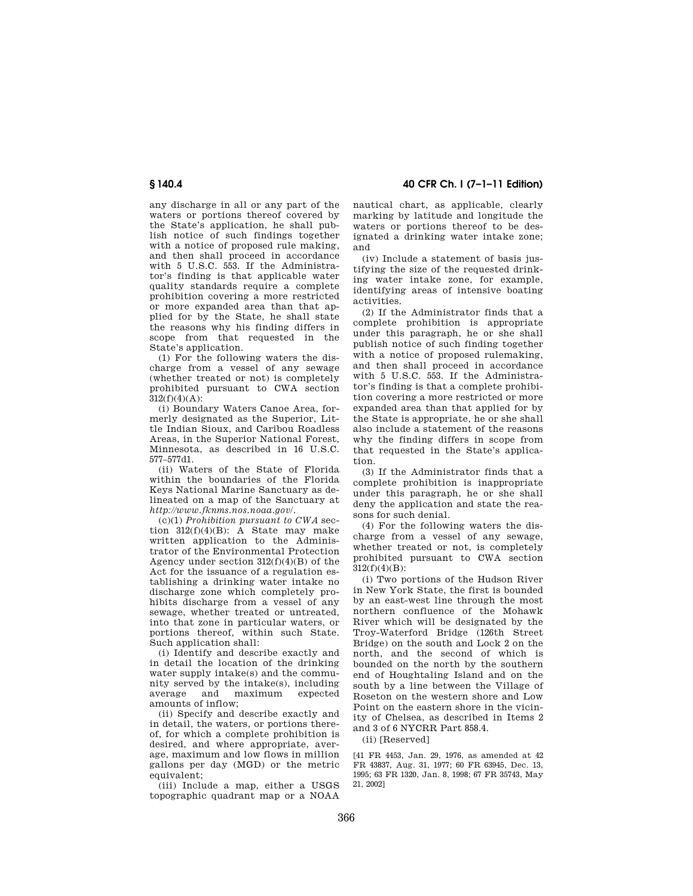any discharge in all or any part of the waters or portions thereof covered by the State's application, he shall publish notice of such findings together with a notice of proposed rule making, and then shall proceed in accordance with 5 U.S.C. 553. If the Administrator's finding is that applicable water quality standards require a complete prohibition covering a more restricted or more expanded area than that applied for by the State, he shall state the reasons why his finding differs in scope from that requested in the State's application.

(1) For the following waters the discharge from a vessel of any sewage (whether treated or not) is completely prohibited pursuant to CWA section 312(f)(4)(A):

(i) Boundary Waters Canoe Area, formerly designated as the Superior, Little Indian Sioux, and Caribou Roadless Areas, in the Superior National Forest, Minnesota, as described in 16 U.S.C. 577–577d1.

(ii) Waters of the State of Florida within the boundaries of the Florida Keys National Marine Sanctuary as delineated on a map of the Sanctuary at *http://www.fknms.nos.noaa.gov/*.

(c)(1) *Prohibition pursuant to CWA* section 312(f)(4)(B): A State may make written application to the Administrator of the Environmental Protection Agency under section 312(f)(4)(B) of the Act for the issuance of a regulation establishing a drinking water intake no discharge zone which completely prohibits discharge from a vessel of any sewage, whether treated or untreated, into that zone in particular waters, or portions thereof, within such State. Such application shall:

(i) Identify and describe exactly and in detail the location of the drinking water supply intake(s) and the community served by the intake(s), including average and maximum expected amounts of inflow;

(ii) Specify and describe exactly and in detail, the waters, or portions thereof, for which a complete prohibition is desired, and where appropriate, average, maximum and low flows in million gallons per day (MGD) or the metric equivalent;

(iii) Include a map, either a USGS topographic quadrant map or a NOAA nautical chart, as applicable, clearly marking by latitude and longitude the waters or portions thereof to be designated a drinking water intake zone; and

(iv) Include a statement of basis justifying the size of the requested drinking water intake zone, for example, identifying areas of intensive boating activities.

(2) If the Administrator finds that a complete prohibition is appropriate under this paragraph, he or she shall publish notice of such finding together with a notice of proposed rulemaking, and then shall proceed in accordance with 5 U.S.C. 553. If the Administrator's finding is that a complete prohibition covering a more restricted or more expanded area than that applied for by the State is appropriate, he or she shall also include a statement of the reasons why the finding differs in scope from that requested in the State's application.

(3) If the Administrator finds that a complete prohibition is inappropriate under this paragraph, he or she shall deny the application and state the reasons for such denial.

(4) For the following waters the discharge from a vessel of any sewage, whether treated or not, is completely prohibited pursuant to CWA section 312(f)(4)(B):

(i) Two portions of the Hudson River in New York State, the first is bounded by an east-west line through the most northern confluence of the Mohawk River which will be designated by the Troy-Waterford Bridge (126th Street Bridge) on the south and Lock 2 on the north, and the second of which is bounded on the north by the southern end of Houghtaling Island and on the south by a line between the Village of Roseton on the western shore and Low Point on the eastern shore in the vicinity of Chelsea, as described in Items 2 and 3 of 6 NYCRR Part 858.4.

(ii) [Reserved]

[41 FR 4453, Jan. 29, 1976, as amended at 42 FR 43837, Aug. 31, 1977; 60 FR 63945, Dec. 13, 1995; 63 FR 1320, Jan. 8, 1998; 67 FR 35743, May 21, 2002]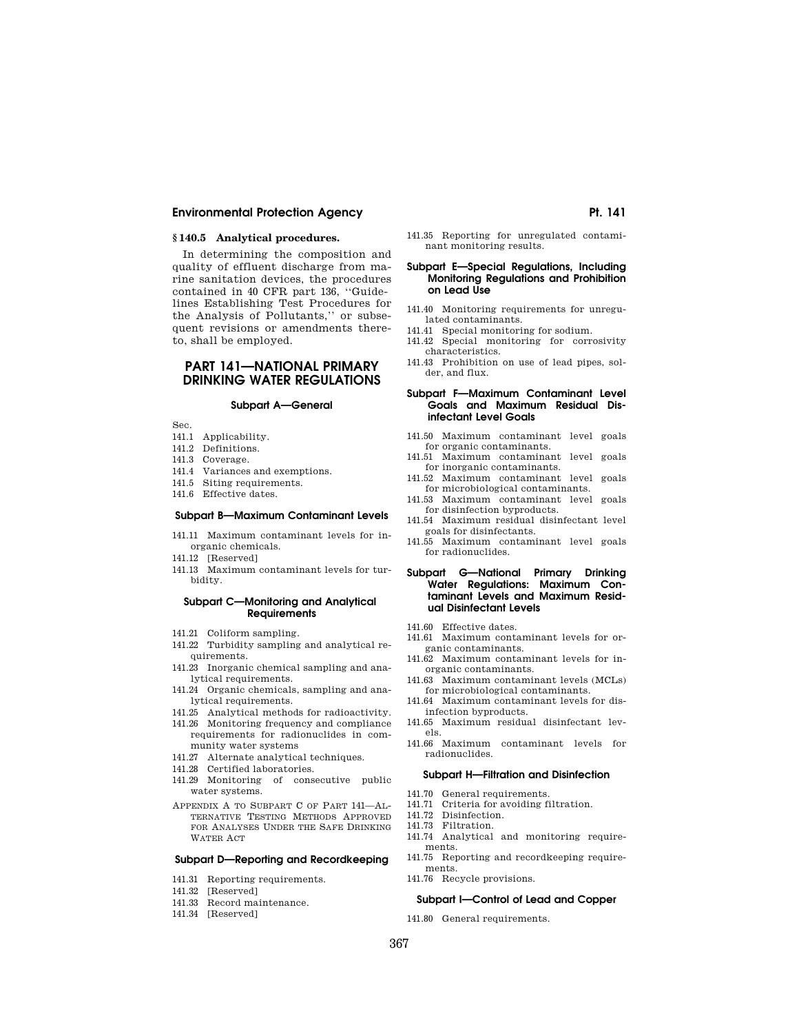### § 140.5 Analytical procedures.

In determining the composition and quality of effluent discharge from marine sanitation devices, the procedures contained in 40 CFR part 136, ''Guidelines Establishing Test Procedures for the Analysis of Pollutants,'' or subsequent revisions or amendments thereto, shall be employed.

## PART 141—NATIONAL PRIMARY DRINKING WATER REGULATIONS

### Subpart A—General

Sec.
141.1 Applicability.
141.2 Definitions.
141.3 Coverage.
141.4 Variances and exemptions.
141.5 Siting requirements.
141.6 Effective dates.

### Subpart B—Maximum Contaminant Levels

141.11 Maximum contaminant levels for inorganic chemicals.
141.12 [Reserved]
141.13 Maximum contaminant levels for turbidity.

### Subpart C—Monitoring and Analytical Requirements

141.21 Coliform sampling.
141.22 Turbidity sampling and analytical requirements.
141.23 Inorganic chemical sampling and analytical requirements.
141.24 Organic chemicals, sampling and analytical requirements.
141.25 Analytical methods for radioactivity.
141.26 Monitoring frequency and compliance requirements for radionuclides in community water systems
141.27 Alternate analytical techniques.
141.28 Certified laboratories.
141.29 Monitoring of consecutive public water systems.
APPENDIX A TO SUBPART C OF PART 141—ALTERNATIVE TESTING METHODS APPROVED FOR ANALYSES UNDER THE SAFE DRINKING WATER ACT

### Subpart D—Reporting and Recordkeeping

141.31 Reporting requirements.
141.32 [Reserved]
141.33 Record maintenance.
141.34 [Reserved]
141.35 Reporting for unregulated contaminant monitoring results.

### Subpart E—Special Regulations, Including Monitoring Regulations and Prohibition on Lead Use

141.40 Monitoring requirements for unregulated contaminants.
141.41 Special monitoring for sodium.
141.42 Special monitoring for corrosivity characteristics.
141.43 Prohibition on use of lead pipes, solder, and flux.

### Subpart F—Maximum Contaminant Level Goals and Maximum Residual Disinfectant Level Goals

141.50 Maximum contaminant level goals for organic contaminants.
141.51 Maximum contaminant level goals for inorganic contaminants.
141.52 Maximum contaminant level goals for microbiological contaminants.
141.53 Maximum contaminant level goals for disinfection byproducts.
141.54 Maximum residual disinfectant level goals for disinfectants.
141.55 Maximum contaminant level goals for radionuclides.

### Subpart G—National Primary Drinking Water Regulations: Maximum Contaminant Levels and Maximum Residual Disinfectant Levels

141.60 Effective dates.
141.61 Maximum contaminant levels for organic contaminants.
141.62 Maximum contaminant levels for inorganic contaminants.
141.63 Maximum contaminant levels (MCLs) for microbiological contaminants.
141.64 Maximum contaminant levels for disinfection byproducts.
141.65 Maximum residual disinfectant levels.
141.66 Maximum contaminant levels for radionuclides.

### Subpart H—Filtration and Disinfection

141.70 General requirements.
141.71 Criteria for avoiding filtration.
141.72 Disinfection.
141.73 Filtration.
141.74 Analytical and monitoring requirements.
141.75 Reporting and recordkeeping requirements.
141.76 Recycle provisions.

### Subpart I—Control of Lead and Copper

141.80 General requirements.